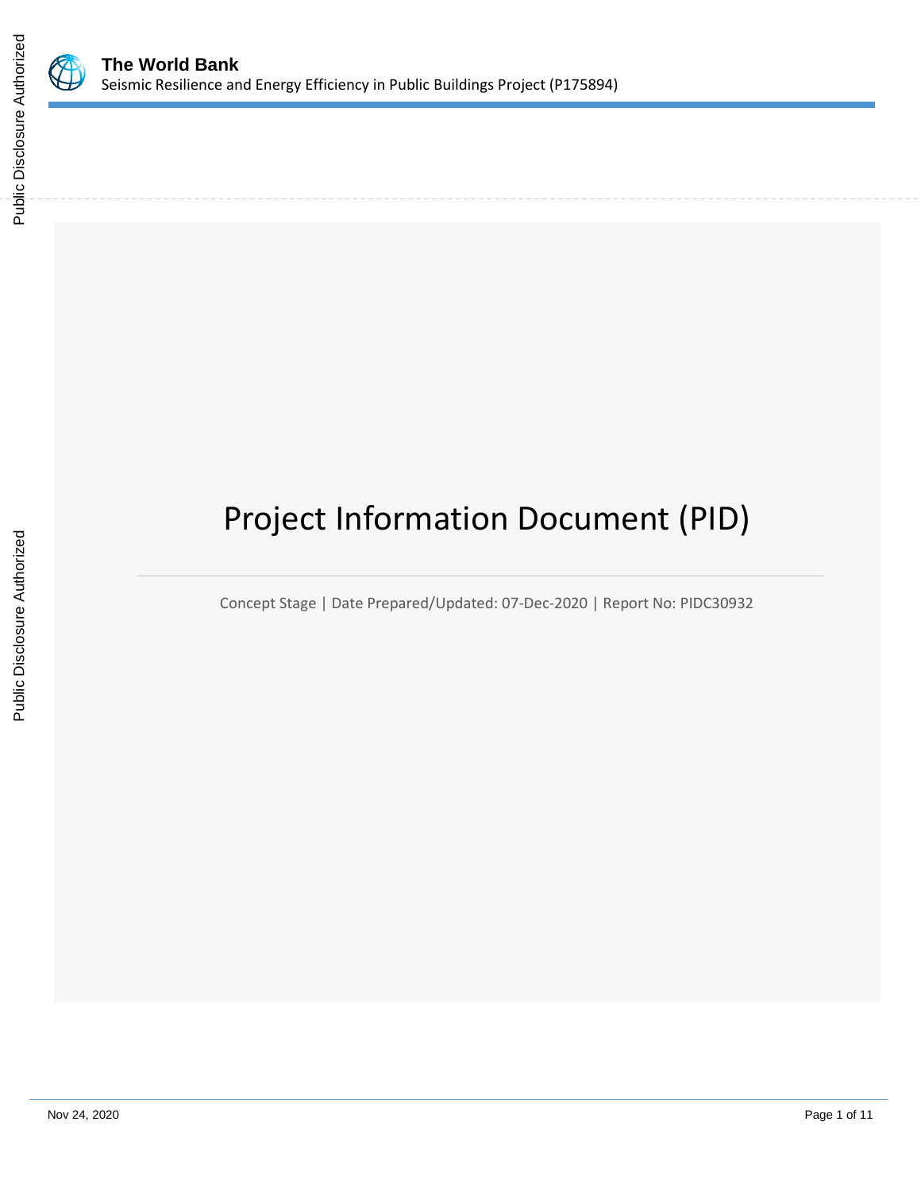The World Bank
Seismic Resilience and Energy Efficiency in Public Buildings Project (P175894)

# Project Information Document (PID)

Concept Stage | Date Prepared/Updated: 07-Dec-2020 | Report No: PIDC30932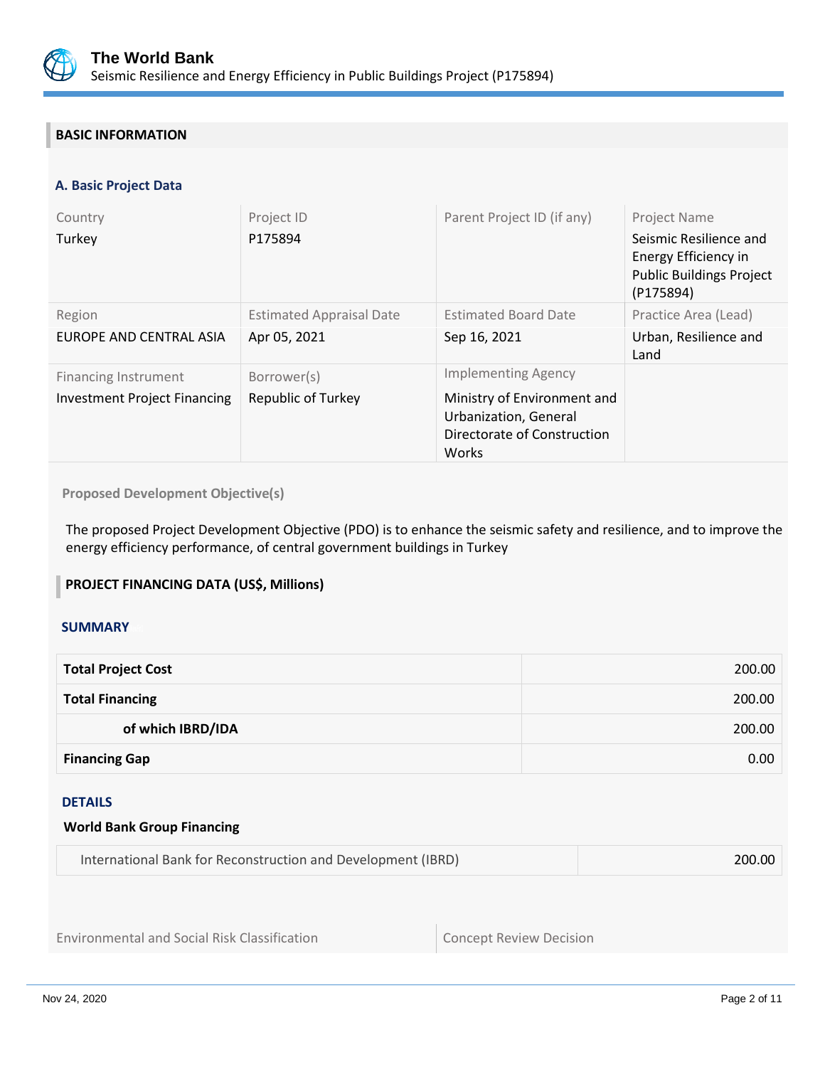## BASIC INFORMATION

### A. Basic Project Data

| Country | Project ID | Parent Project ID (if any) | Project Name |
|---|---|---|---|
| Turkey | P175894 | | Seismic Resilience and Energy Efficiency in Public Buildings Project (P175894) |
| **Region** | **Estimated Appraisal Date** | **Estimated Board Date** | **Practice Area (Lead)** |
| EUROPE AND CENTRAL ASIA | Apr 05, 2021 | Sep 16, 2021 | Urban, Resilience and Land |
| **Financing Instrument** | **Borrower(s)** | **Implementing Agency** | |
| Investment Project Financing | Republic of Turkey | Ministry of Environment and Urbanization, General Directorate of Construction Works | |

**Proposed Development Objective(s)**

The proposed Project Development Objective (PDO) is to enhance the seismic safety and resilience, and to improve the energy efficiency performance, of central government buildings in Turkey

## PROJECT FINANCING DATA (US$, Millions)

### SUMMARY

| | |
|---|---|
| **Total Project Cost** | 200.00 |
| **Total Financing** | 200.00 |
| **of which IBRD/IDA** | 200.00 |
| **Financing Gap** | 0.00 |

### DETAILS

**World Bank Group Financing**

| | |
|---|---|
| International Bank for Reconstruction and Development (IBRD) | 200.00 |

| Environmental and Social Risk Classification | Concept Review Decision |
|---|---|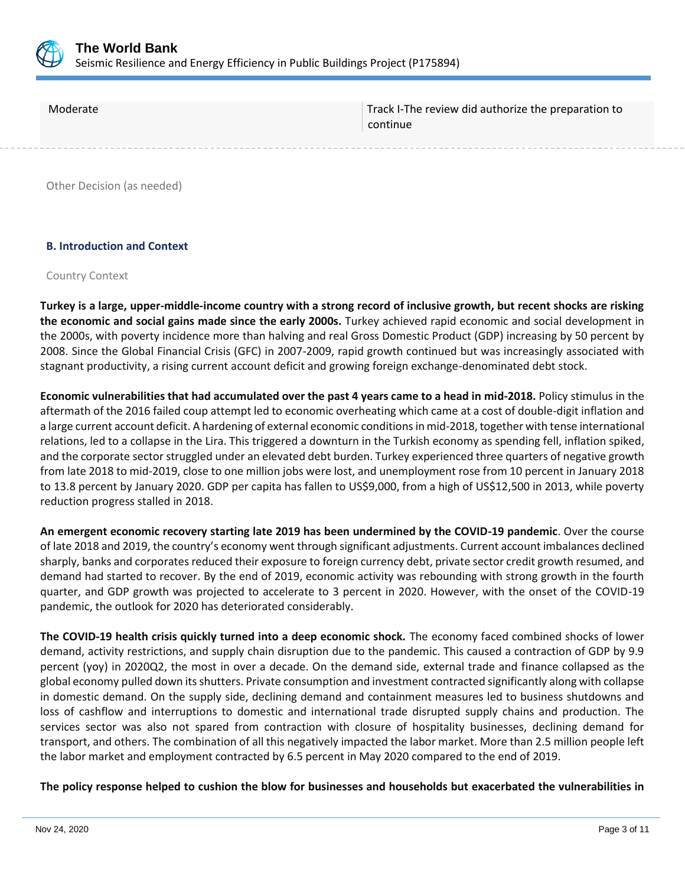| Moderate | Track I-The review did authorize the preparation to continue |
|---|---|

Other Decision (as needed)

### B. Introduction and Context

Country Context

**Turkey is a large, upper-middle-income country with a strong record of inclusive growth, but recent shocks are risking the economic and social gains made since the early 2000s.** Turkey achieved rapid economic and social development in the 2000s, with poverty incidence more than halving and real Gross Domestic Product (GDP) increasing by 50 percent by 2008. Since the Global Financial Crisis (GFC) in 2007-2009, rapid growth continued but was increasingly associated with stagnant productivity, a rising current account deficit and growing foreign exchange-denominated debt stock.

**Economic vulnerabilities that had accumulated over the past 4 years came to a head in mid-2018.** Policy stimulus in the aftermath of the 2016 failed coup attempt led to economic overheating which came at a cost of double-digit inflation and a large current account deficit. A hardening of external economic conditions in mid-2018, together with tense international relations, led to a collapse in the Lira. This triggered a downturn in the Turkish economy as spending fell, inflation spiked, and the corporate sector struggled under an elevated debt burden. Turkey experienced three quarters of negative growth from late 2018 to mid-2019, close to one million jobs were lost, and unemployment rose from 10 percent in January 2018 to 13.8 percent by January 2020. GDP per capita has fallen to US$9,000, from a high of US$12,500 in 2013, while poverty reduction progress stalled in 2018.

**An emergent economic recovery starting late 2019 has been undermined by the COVID-19 pandemic**. Over the course of late 2018 and 2019, the country's economy went through significant adjustments. Current account imbalances declined sharply, banks and corporates reduced their exposure to foreign currency debt, private sector credit growth resumed, and demand had started to recover. By the end of 2019, economic activity was rebounding with strong growth in the fourth quarter, and GDP growth was projected to accelerate to 3 percent in 2020. However, with the onset of the COVID-19 pandemic, the outlook for 2020 has deteriorated considerably.

**The COVID-19 health crisis quickly turned into a deep economic shock.** The economy faced combined shocks of lower demand, activity restrictions, and supply chain disruption due to the pandemic. This caused a contraction of GDP by 9.9 percent (yoy) in 2020Q2, the most in over a decade. On the demand side, external trade and finance collapsed as the global economy pulled down its shutters. Private consumption and investment contracted significantly along with collapse in domestic demand. On the supply side, declining demand and containment measures led to business shutdowns and loss of cashflow and interruptions to domestic and international trade disrupted supply chains and production. The services sector was also not spared from contraction with closure of hospitality businesses, declining demand for transport, and others. The combination of all this negatively impacted the labor market. More than 2.5 million people left the labor market and employment contracted by 6.5 percent in May 2020 compared to the end of 2019.

**The policy response helped to cushion the blow for businesses and households but exacerbated the vulnerabilities in**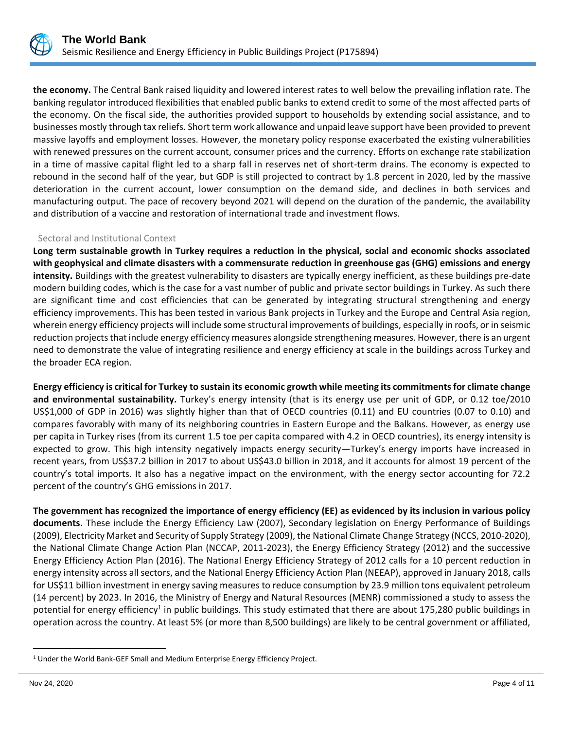**the economy.** The Central Bank raised liquidity and lowered interest rates to well below the prevailing inflation rate. The banking regulator introduced flexibilities that enabled public banks to extend credit to some of the most affected parts of the economy. On the fiscal side, the authorities provided support to households by extending social assistance, and to businesses mostly through tax reliefs. Short term work allowance and unpaid leave support have been provided to prevent massive layoffs and employment losses. However, the monetary policy response exacerbated the existing vulnerabilities with renewed pressures on the current account, consumer prices and the currency. Efforts on exchange rate stabilization in a time of massive capital flight led to a sharp fall in reserves net of short-term drains. The economy is expected to rebound in the second half of the year, but GDP is still projected to contract by 1.8 percent in 2020, led by the massive deterioration in the current account, lower consumption on the demand side, and declines in both services and manufacturing output. The pace of recovery beyond 2021 will depend on the duration of the pandemic, the availability and distribution of a vaccine and restoration of international trade and investment flows.

## Sectoral and Institutional Context

**Long term sustainable growth in Turkey requires a reduction in the physical, social and economic shocks associated with geophysical and climate disasters with a commensurate reduction in greenhouse gas (GHG) emissions and energy intensity.** Buildings with the greatest vulnerability to disasters are typically energy inefficient, as these buildings pre-date modern building codes, which is the case for a vast number of public and private sector buildings in Turkey. As such there are significant time and cost efficiencies that can be generated by integrating structural strengthening and energy efficiency improvements. This has been tested in various Bank projects in Turkey and the Europe and Central Asia region, wherein energy efficiency projects will include some structural improvements of buildings, especially in roofs, or in seismic reduction projects that include energy efficiency measures alongside strengthening measures. However, there is an urgent need to demonstrate the value of integrating resilience and energy efficiency at scale in the buildings across Turkey and the broader ECA region.

**Energy efficiency is critical for Turkey to sustain its economic growth while meeting its commitments for climate change and environmental sustainability.** Turkey's energy intensity (that is its energy use per unit of GDP, or 0.12 toe/2010 US$1,000 of GDP in 2016) was slightly higher than that of OECD countries (0.11) and EU countries (0.07 to 0.10) and compares favorably with many of its neighboring countries in Eastern Europe and the Balkans. However, as energy use per capita in Turkey rises (from its current 1.5 toe per capita compared with 4.2 in OECD countries), its energy intensity is expected to grow. This high intensity negatively impacts energy security—Turkey's energy imports have increased in recent years, from US$37.2 billion in 2017 to about US$43.0 billion in 2018, and it accounts for almost 19 percent of the country's total imports. It also has a negative impact on the environment, with the energy sector accounting for 72.2 percent of the country's GHG emissions in 2017.

**The government has recognized the importance of energy efficiency (EE) as evidenced by its inclusion in various policy documents.** These include the Energy Efficiency Law (2007), Secondary legislation on Energy Performance of Buildings (2009), Electricity Market and Security of Supply Strategy (2009), the National Climate Change Strategy (NCCS, 2010-2020), the National Climate Change Action Plan (NCCAP, 2011-2023), the Energy Efficiency Strategy (2012) and the successive Energy Efficiency Action Plan (2016). The National Energy Efficiency Strategy of 2012 calls for a 10 percent reduction in energy intensity across all sectors, and the National Energy Efficiency Action Plan (NEEAP), approved in January 2018, calls for US$11 billion investment in energy saving measures to reduce consumption by 23.9 million tons equivalent petroleum (14 percent) by 2023. In 2016, the Ministry of Energy and Natural Resources (MENR) commissioned a study to assess the potential for energy efficiency[1] in public buildings. This study estimated that there are about 175,280 public buildings in operation across the country. At least 5% (or more than 8,500 buildings) are likely to be central government or affiliated,

[1] Under the World Bank-GEF Small and Medium Enterprise Energy Efficiency Project.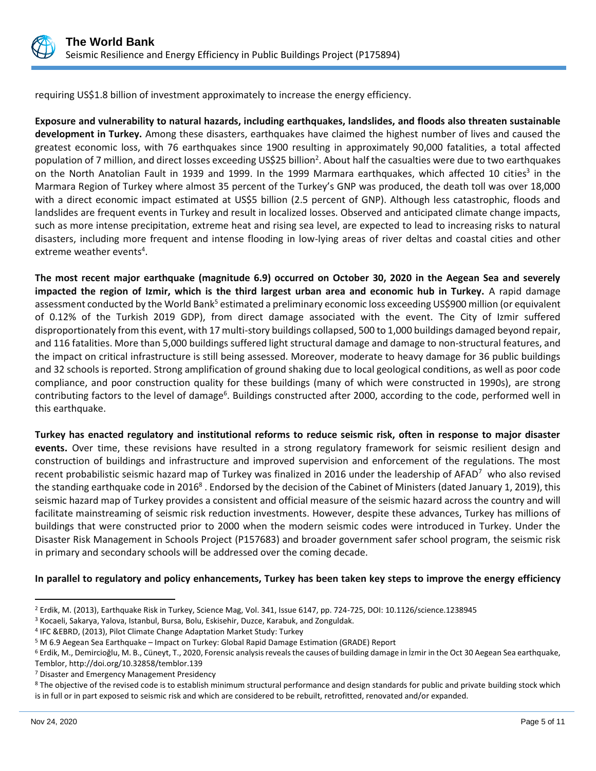requiring US$1.8 billion of investment approximately to increase the energy efficiency.

**Exposure and vulnerability to natural hazards, including earthquakes, landslides, and floods also threaten sustainable development in Turkey.** Among these disasters, earthquakes have claimed the highest number of lives and caused the greatest economic loss, with 76 earthquakes since 1900 resulting in approximately 90,000 fatalities, a total affected population of 7 million, and direct losses exceeding US$25 billion[2]. About half the casualties were due to two earthquakes on the North Anatolian Fault in 1939 and 1999. In the 1999 Marmara earthquakes, which affected 10 cities[3] in the Marmara Region of Turkey where almost 35 percent of the Turkey's GNP was produced, the death toll was over 18,000 with a direct economic impact estimated at US$5 billion (2.5 percent of GNP). Although less catastrophic, floods and landslides are frequent events in Turkey and result in localized losses. Observed and anticipated climate change impacts, such as more intense precipitation, extreme heat and rising sea level, are expected to lead to increasing risks to natural disasters, including more frequent and intense flooding in low-lying areas of river deltas and coastal cities and other extreme weather events[4].

**The most recent major earthquake (magnitude 6.9) occurred on October 30, 2020 in the Aegean Sea and severely impacted the region of Izmir, which is the third largest urban area and economic hub in Turkey.** A rapid damage assessment conducted by the World Bank[5] estimated a preliminary economic loss exceeding US$900 million (or equivalent of 0.12% of the Turkish 2019 GDP), from direct damage associated with the event. The City of Izmir suffered disproportionately from this event, with 17 multi-story buildings collapsed, 500 to 1,000 buildings damaged beyond repair, and 116 fatalities. More than 5,000 buildings suffered light structural damage and damage to non-structural features, and the impact on critical infrastructure is still being assessed. Moreover, moderate to heavy damage for 36 public buildings and 32 schools is reported. Strong amplification of ground shaking due to local geological conditions, as well as poor code compliance, and poor construction quality for these buildings (many of which were constructed in 1990s), are strong contributing factors to the level of damage[6]. Buildings constructed after 2000, according to the code, performed well in this earthquake.

**Turkey has enacted regulatory and institutional reforms to reduce seismic risk, often in response to major disaster events.** Over time, these revisions have resulted in a strong regulatory framework for seismic resilient design and construction of buildings and infrastructure and improved supervision and enforcement of the regulations. The most recent probabilistic seismic hazard map of Turkey was finalized in 2016 under the leadership of AFAD[7] who also revised the standing earthquake code in 2016[8]. Endorsed by the decision of the Cabinet of Ministers (dated January 1, 2019), this seismic hazard map of Turkey provides a consistent and official measure of the seismic hazard across the country and will facilitate mainstreaming of seismic risk reduction investments. However, despite these advances, Turkey has millions of buildings that were constructed prior to 2000 when the modern seismic codes were introduced in Turkey. Under the Disaster Risk Management in Schools Project (P157683) and broader government safer school program, the seismic risk in primary and secondary schools will be addressed over the coming decade.

**In parallel to regulatory and policy enhancements, Turkey has been taken key steps to improve the energy efficiency**

---

[2] Erdik, M. (2013), Earthquake Risk in Turkey, Science Mag, Vol. 341, Issue 6147, pp. 724-725, DOI: 10.1126/science.1238945

[3] Kocaeli, Sakarya, Yalova, Istanbul, Bursa, Bolu, Eskisehir, Duzce, Karabuk, and Zonguldak.

[4] IFC &EBRD, (2013), Pilot Climate Change Adaptation Market Study: Turkey

[5] M 6.9 Aegean Sea Earthquake – Impact on Turkey: Global Rapid Damage Estimation (GRADE) Report

[6] Erdik, M., Demircioğlu, M. B., Cüneyt, T., 2020, Forensic analysis reveals the causes of building damage in İzmir in the Oct 30 Aegean Sea earthquake, Temblor, http://doi.org/10.32858/temblor.139

[7] Disaster and Emergency Management Presidency

[8] The objective of the revised code is to establish minimum structural performance and design standards for public and private building stock which is in full or in part exposed to seismic risk and which are considered to be rebuilt, retrofitted, renovated and/or expanded.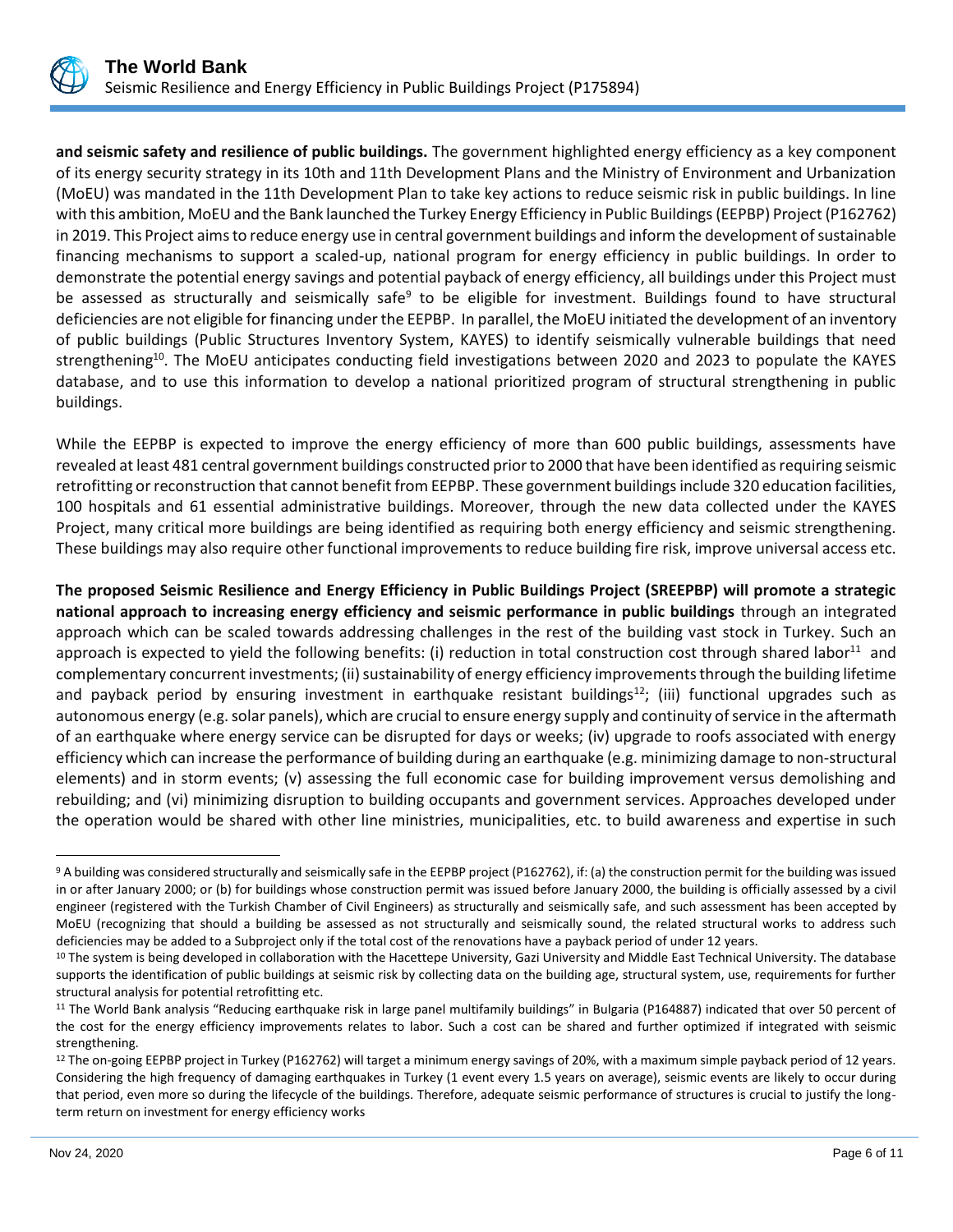**and seismic safety and resilience of public buildings.** The government highlighted energy efficiency as a key component of its energy security strategy in its 10th and 11th Development Plans and the Ministry of Environment and Urbanization (MoEU) was mandated in the 11th Development Plan to take key actions to reduce seismic risk in public buildings. In line with this ambition, MoEU and the Bank launched the Turkey Energy Efficiency in Public Buildings (EEPBP) Project (P162762) in 2019. This Project aims to reduce energy use in central government buildings and inform the development of sustainable financing mechanisms to support a scaled-up, national program for energy efficiency in public buildings. In order to demonstrate the potential energy savings and potential payback of energy efficiency, all buildings under this Project must be assessed as structurally and seismically safe[9] to be eligible for investment. Buildings found to have structural deficiencies are not eligible for financing under the EEPBP. In parallel, the MoEU initiated the development of an inventory of public buildings (Public Structures Inventory System, KAYES) to identify seismically vulnerable buildings that need strengthening[10]. The MoEU anticipates conducting field investigations between 2020 and 2023 to populate the KAYES database, and to use this information to develop a national prioritized program of structural strengthening in public buildings.

While the EEPBP is expected to improve the energy efficiency of more than 600 public buildings, assessments have revealed at least 481 central government buildings constructed prior to 2000 that have been identified as requiring seismic retrofitting or reconstruction that cannot benefit from EEPBP. These government buildings include 320 education facilities, 100 hospitals and 61 essential administrative buildings. Moreover, through the new data collected under the KAYES Project, many critical more buildings are being identified as requiring both energy efficiency and seismic strengthening. These buildings may also require other functional improvements to reduce building fire risk, improve universal access etc.

**The proposed Seismic Resilience and Energy Efficiency in Public Buildings Project (SREEPBP) will promote a strategic national approach to increasing energy efficiency and seismic performance in public buildings** through an integrated approach which can be scaled towards addressing challenges in the rest of the building vast stock in Turkey. Such an approach is expected to yield the following benefits: (i) reduction in total construction cost through shared labor[11] and complementary concurrent investments; (ii) sustainability of energy efficiency improvements through the building lifetime and payback period by ensuring investment in earthquake resistant buildings[12]; (iii) functional upgrades such as autonomous energy (e.g. solar panels), which are crucial to ensure energy supply and continuity of service in the aftermath of an earthquake where energy service can be disrupted for days or weeks; (iv) upgrade to roofs associated with energy efficiency which can increase the performance of building during an earthquake (e.g. minimizing damage to non-structural elements) and in storm events; (v) assessing the full economic case for building improvement versus demolishing and rebuilding; and (vi) minimizing disruption to building occupants and government services. Approaches developed under the operation would be shared with other line ministries, municipalities, etc. to build awareness and expertise in such

---

[9] A building was considered structurally and seismically safe in the EEPBP project (P162762), if: (a) the construction permit for the building was issued in or after January 2000; or (b) for buildings whose construction permit was issued before January 2000, the building is officially assessed by a civil engineer (registered with the Turkish Chamber of Civil Engineers) as structurally and seismically safe, and such assessment has been accepted by MoEU (recognizing that should a building be assessed as not structurally and seismically sound, the related structural works to address such deficiencies may be added to a Subproject only if the total cost of the renovations have a payback period of under 12 years.

[10] The system is being developed in collaboration with the Hacettepe University, Gazi University and Middle East Technical University. The database supports the identification of public buildings at seismic risk by collecting data on the building age, structural system, use, requirements for further structural analysis for potential retrofitting etc.

[11] The World Bank analysis "Reducing earthquake risk in large panel multifamily buildings" in Bulgaria (P164887) indicated that over 50 percent of the cost for the energy efficiency improvements relates to labor. Such a cost can be shared and further optimized if integrated with seismic strengthening.

[12] The on-going EEPBP project in Turkey (P162762) will target a minimum energy savings of 20%, with a maximum simple payback period of 12 years. Considering the high frequency of damaging earthquakes in Turkey (1 event every 1.5 years on average), seismic events are likely to occur during that period, even more so during the lifecycle of the buildings. Therefore, adequate seismic performance of structures is crucial to justify the long-term return on investment for energy efficiency works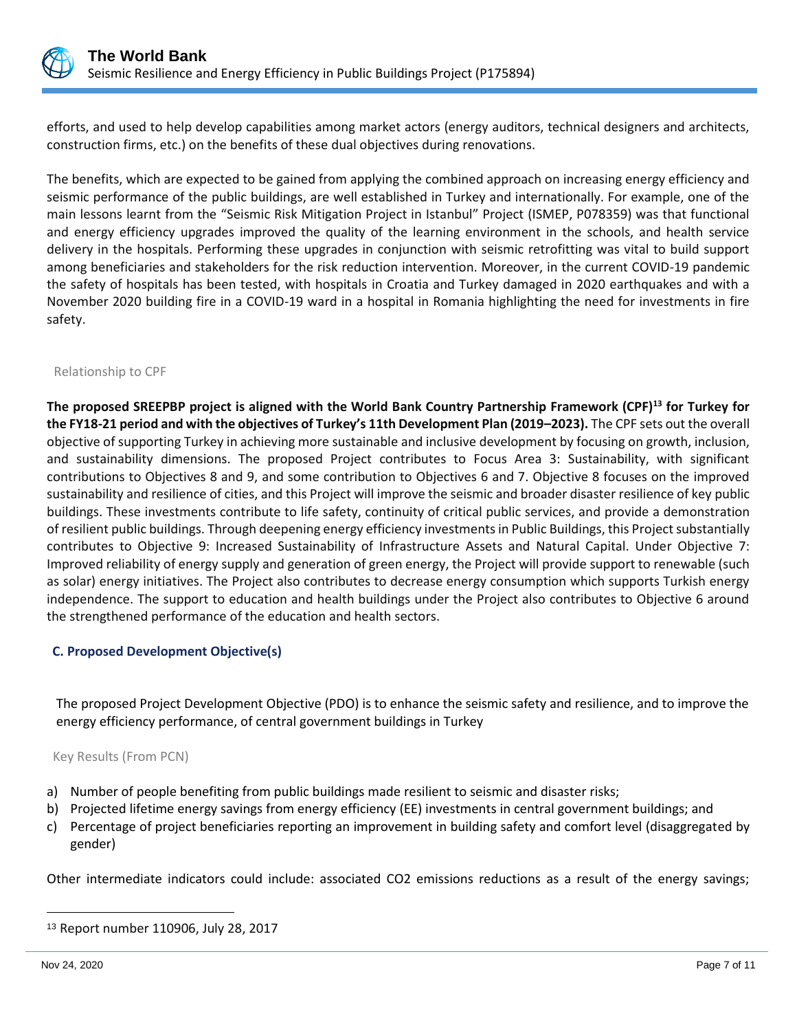efforts, and used to help develop capabilities among market actors (energy auditors, technical designers and architects, construction firms, etc.) on the benefits of these dual objectives during renovations.

The benefits, which are expected to be gained from applying the combined approach on increasing energy efficiency and seismic performance of the public buildings, are well established in Turkey and internationally. For example, one of the main lessons learnt from the "Seismic Risk Mitigation Project in Istanbul" Project (ISMEP, P078359) was that functional and energy efficiency upgrades improved the quality of the learning environment in the schools, and health service delivery in the hospitals. Performing these upgrades in conjunction with seismic retrofitting was vital to build support among beneficiaries and stakeholders for the risk reduction intervention. Moreover, in the current COVID-19 pandemic the safety of hospitals has been tested, with hospitals in Croatia and Turkey damaged in 2020 earthquakes and with a November 2020 building fire in a COVID-19 ward in a hospital in Romania highlighting the need for investments in fire safety.

### Relationship to CPF

**The proposed SREEPBP project is aligned with the World Bank Country Partnership Framework (CPF)[13] for Turkey for the FY18-21 period and with the objectives of Turkey's 11th Development Plan (2019–2023).** The CPF sets out the overall objective of supporting Turkey in achieving more sustainable and inclusive development by focusing on growth, inclusion, and sustainability dimensions. The proposed Project contributes to Focus Area 3: Sustainability, with significant contributions to Objectives 8 and 9, and some contribution to Objectives 6 and 7. Objective 8 focuses on the improved sustainability and resilience of cities, and this Project will improve the seismic and broader disaster resilience of key public buildings. These investments contribute to life safety, continuity of critical public services, and provide a demonstration of resilient public buildings. Through deepening energy efficiency investments in Public Buildings, this Project substantially contributes to Objective 9: Increased Sustainability of Infrastructure Assets and Natural Capital. Under Objective 7: Improved reliability of energy supply and generation of green energy, the Project will provide support to renewable (such as solar) energy initiatives. The Project also contributes to decrease energy consumption which supports Turkish energy independence. The support to education and health buildings under the Project also contributes to Objective 6 around the strengthened performance of the education and health sectors.

## C. Proposed Development Objective(s)

The proposed Project Development Objective (PDO) is to enhance the seismic safety and resilience, and to improve the energy efficiency performance, of central government buildings in Turkey

### Key Results (From PCN)

a) Number of people benefiting from public buildings made resilient to seismic and disaster risks;
b) Projected lifetime energy savings from energy efficiency (EE) investments in central government buildings; and
c) Percentage of project beneficiaries reporting an improvement in building safety and comfort level (disaggregated by gender)

Other intermediate indicators could include: associated $CO_2$ emissions reductions as a result of the energy savings;

---

[13] Report number 110906, July 28, 2017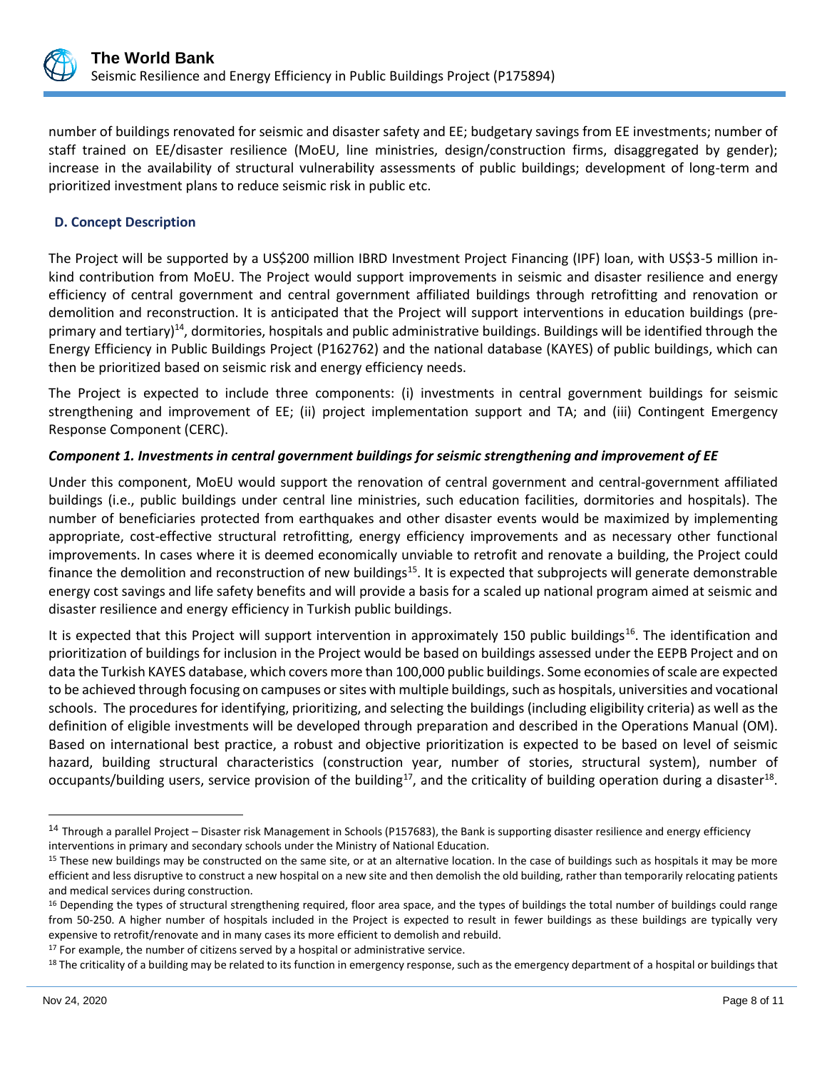number of buildings renovated for seismic and disaster safety and EE; budgetary savings from EE investments; number of staff trained on EE/disaster resilience (MoEU, line ministries, design/construction firms, disaggregated by gender); increase in the availability of structural vulnerability assessments of public buildings; development of long-term and prioritized investment plans to reduce seismic risk in public etc.

## D. Concept Description

The Project will be supported by a US$200 million IBRD Investment Project Financing (IPF) loan, with US$3-5 million in-kind contribution from MoEU. The Project would support improvements in seismic and disaster resilience and energy efficiency of central government and central government affiliated buildings through retrofitting and renovation or demolition and reconstruction. It is anticipated that the Project will support interventions in education buildings (pre-primary and tertiary)[14], dormitories, hospitals and public administrative buildings. Buildings will be identified through the Energy Efficiency in Public Buildings Project (P162762) and the national database (KAYES) of public buildings, which can then be prioritized based on seismic risk and energy efficiency needs.

The Project is expected to include three components: (i) investments in central government buildings for seismic strengthening and improvement of EE; (ii) project implementation support and TA; and (iii) Contingent Emergency Response Component (CERC).

***Component 1. Investments in central government buildings for seismic strengthening and improvement of EE***

Under this component, MoEU would support the renovation of central government and central-government affiliated buildings (i.e., public buildings under central line ministries, such education facilities, dormitories and hospitals). The number of beneficiaries protected from earthquakes and other disaster events would be maximized by implementing appropriate, cost-effective structural retrofitting, energy efficiency improvements and as necessary other functional improvements. In cases where it is deemed economically unviable to retrofit and renovate a building, the Project could finance the demolition and reconstruction of new buildings[15]. It is expected that subprojects will generate demonstrable energy cost savings and life safety benefits and will provide a basis for a scaled up national program aimed at seismic and disaster resilience and energy efficiency in Turkish public buildings.

It is expected that this Project will support intervention in approximately 150 public buildings[16]. The identification and prioritization of buildings for inclusion in the Project would be based on buildings assessed under the EEPB Project and on data the Turkish KAYES database, which covers more than 100,000 public buildings. Some economies of scale are expected to be achieved through focusing on campuses or sites with multiple buildings, such as hospitals, universities and vocational schools. The procedures for identifying, prioritizing, and selecting the buildings (including eligibility criteria) as well as the definition of eligible investments will be developed through preparation and described in the Operations Manual (OM). Based on international best practice, a robust and objective prioritization is expected to be based on level of seismic hazard, building structural characteristics (construction year, number of stories, structural system), number of occupants/building users, service provision of the building[17], and the criticality of building operation during a disaster[18].

---

[14] Through a parallel Project – Disaster risk Management in Schools (P157683), the Bank is supporting disaster resilience and energy efficiency interventions in primary and secondary schools under the Ministry of National Education.

[15] These new buildings may be constructed on the same site, or at an alternative location. In the case of buildings such as hospitals it may be more efficient and less disruptive to construct a new hospital on a new site and then demolish the old building, rather than temporarily relocating patients and medical services during construction.

[16] Depending the types of structural strengthening required, floor area space, and the types of buildings the total number of buildings could range from 50-250. A higher number of hospitals included in the Project is expected to result in fewer buildings as these buildings are typically very expensive to retrofit/renovate and in many cases its more efficient to demolish and rebuild.

[17] For example, the number of citizens served by a hospital or administrative service.

[18] The criticality of a building may be related to its function in emergency response, such as the emergency department of a hospital or buildings that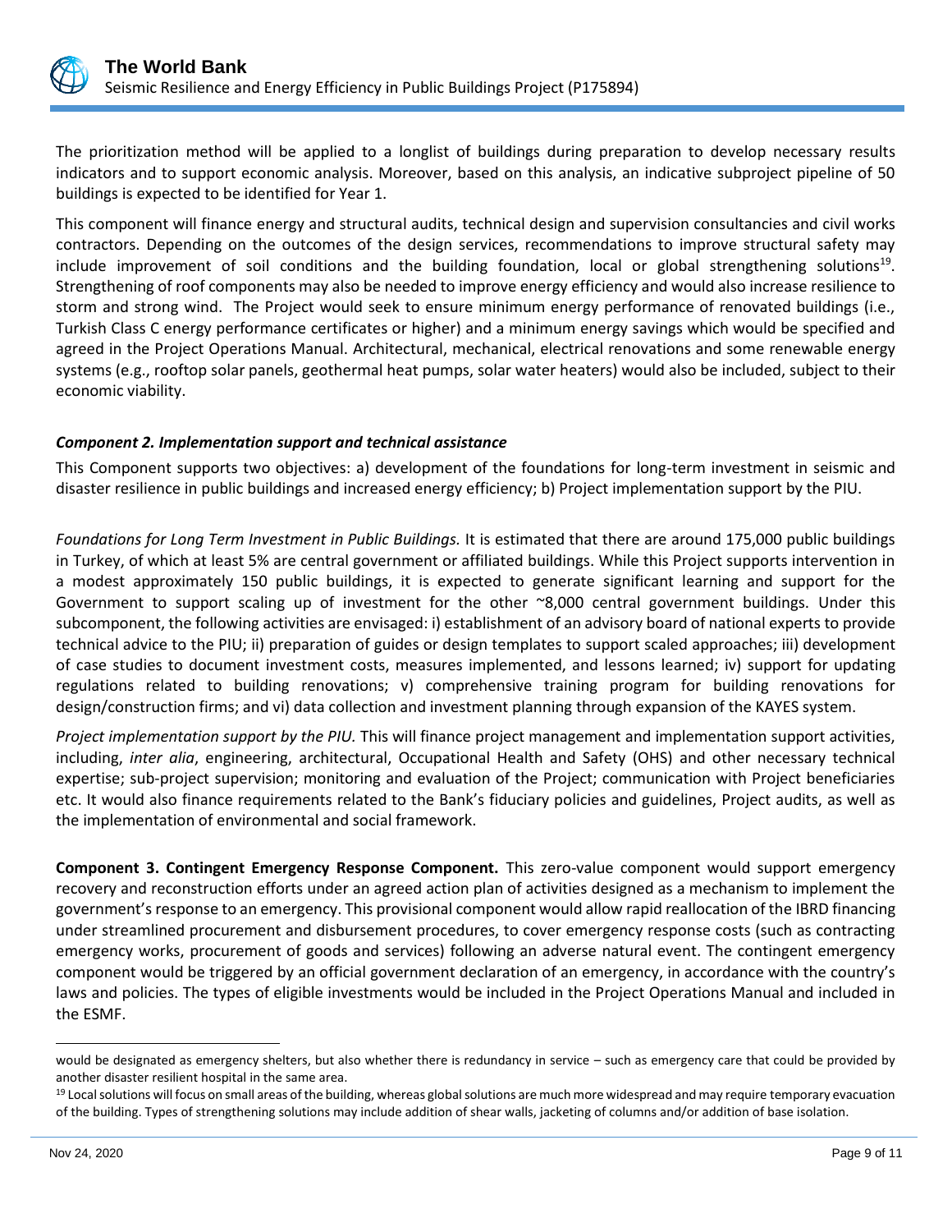The prioritization method will be applied to a longlist of buildings during preparation to develop necessary results indicators and to support economic analysis. Moreover, based on this analysis, an indicative subproject pipeline of 50 buildings is expected to be identified for Year 1.

This component will finance energy and structural audits, technical design and supervision consultancies and civil works contractors. Depending on the outcomes of the design services, recommendations to improve structural safety may include improvement of soil conditions and the building foundation, local or global strengthening solutions[19]. Strengthening of roof components may also be needed to improve energy efficiency and would also increase resilience to storm and strong wind. The Project would seek to ensure minimum energy performance of renovated buildings (i.e., Turkish Class C energy performance certificates or higher) and a minimum energy savings which would be specified and agreed in the Project Operations Manual. Architectural, mechanical, electrical renovations and some renewable energy systems (e.g., rooftop solar panels, geothermal heat pumps, solar water heaters) would also be included, subject to their economic viability.

***Component 2. Implementation support and technical assistance***

This Component supports two objectives: a) development of the foundations for long-term investment in seismic and disaster resilience in public buildings and increased energy efficiency; b) Project implementation support by the PIU.

*Foundations for Long Term Investment in Public Buildings.* It is estimated that there are around 175,000 public buildings in Turkey, of which at least 5% are central government or affiliated buildings. While this Project supports intervention in a modest approximately 150 public buildings, it is expected to generate significant learning and support for the Government to support scaling up of investment for the other ~8,000 central government buildings. Under this subcomponent, the following activities are envisaged: i) establishment of an advisory board of national experts to provide technical advice to the PIU; ii) preparation of guides or design templates to support scaled approaches; iii) development of case studies to document investment costs, measures implemented, and lessons learned; iv) support for updating regulations related to building renovations; v) comprehensive training program for building renovations for design/construction firms; and vi) data collection and investment planning through expansion of the KAYES system.

*Project implementation support by the PIU.* This will finance project management and implementation support activities, including, *inter alia*, engineering, architectural, Occupational Health and Safety (OHS) and other necessary technical expertise; sub-project supervision; monitoring and evaluation of the Project; communication with Project beneficiaries etc. It would also finance requirements related to the Bank's fiduciary policies and guidelines, Project audits, as well as the implementation of environmental and social framework.

**Component 3. Contingent Emergency Response Component.** This zero-value component would support emergency recovery and reconstruction efforts under an agreed action plan of activities designed as a mechanism to implement the government's response to an emergency. This provisional component would allow rapid reallocation of the IBRD financing under streamlined procurement and disbursement procedures, to cover emergency response costs (such as contracting emergency works, procurement of goods and services) following an adverse natural event. The contingent emergency component would be triggered by an official government declaration of an emergency, in accordance with the country's laws and policies. The types of eligible investments would be included in the Project Operations Manual and included in the ESMF.

---

would be designated as emergency shelters, but also whether there is redundancy in service – such as emergency care that could be provided by another disaster resilient hospital in the same area.

[19] Local solutions will focus on small areas of the building, whereas global solutions are much more widespread and may require temporary evacuation of the building. Types of strengthening solutions may include addition of shear walls, jacketing of columns and/or addition of base isolation.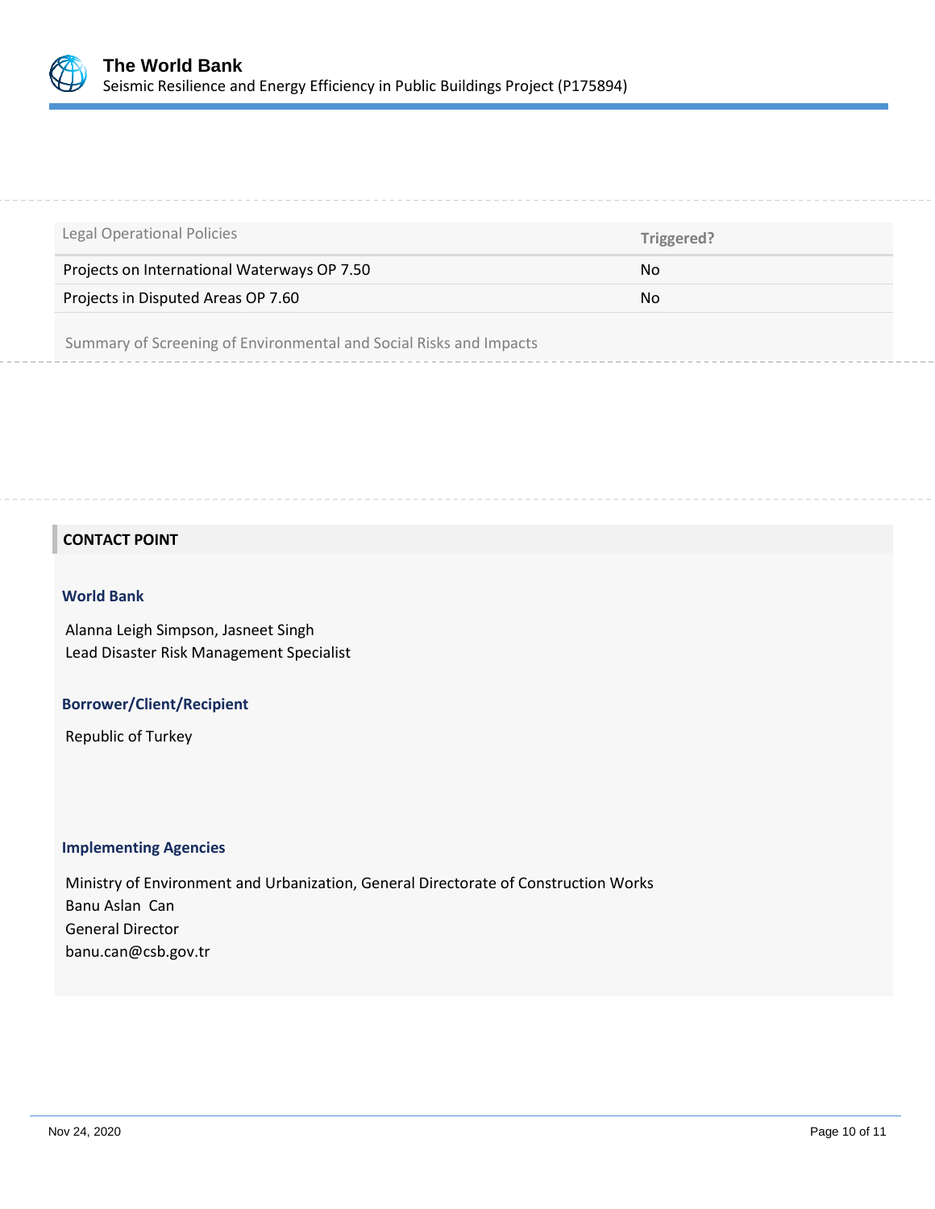| Legal Operational Policies | Triggered? |
| --- | --- |
| Projects on International Waterways OP 7.50 | No |
| Projects in Disputed Areas OP 7.60 | No |

Summary of Screening of Environmental and Social Risks and Impacts

## CONTACT POINT

### World Bank

Alanna Leigh Simpson, Jasneet Singh
Lead Disaster Risk Management Specialist

### Borrower/Client/Recipient

Republic of Turkey

### Implementing Agencies

Ministry of Environment and Urbanization, General Directorate of Construction Works
Banu Aslan Can
General Director
banu.can@csb.gov.tr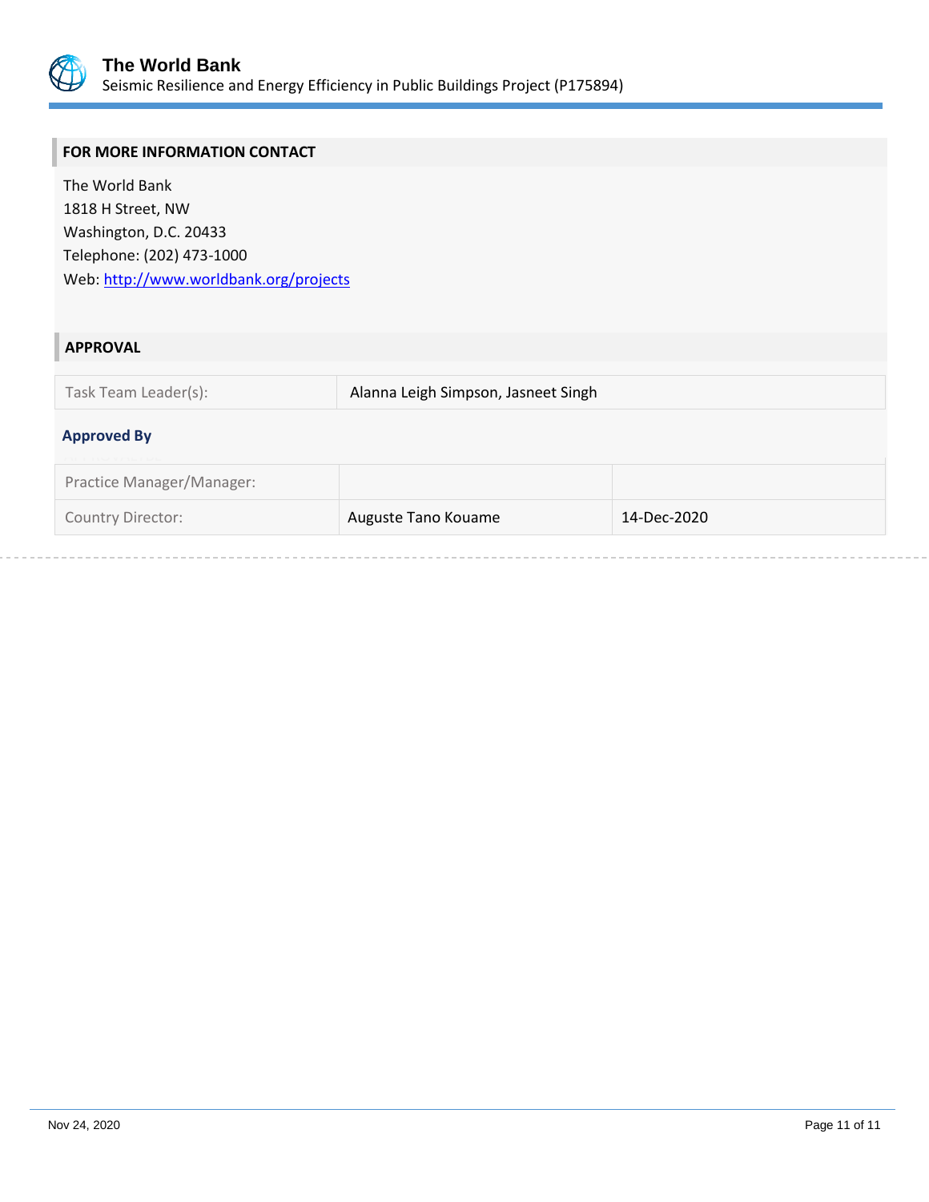## FOR MORE INFORMATION CONTACT

The World Bank
1818 H Street, NW
Washington, D.C. 20433
Telephone: (202) 473-1000
Web: http://www.worldbank.org/projects

## APPROVAL

| | |
|---|---|
| Task Team Leader(s): | Alanna Leigh Simpson, Jasneet Singh |

### Approved By

| | | |
|---|---|---|
| Practice Manager/Manager: | | |
| Country Director: | Auguste Tano Kouame | 14-Dec-2020 |